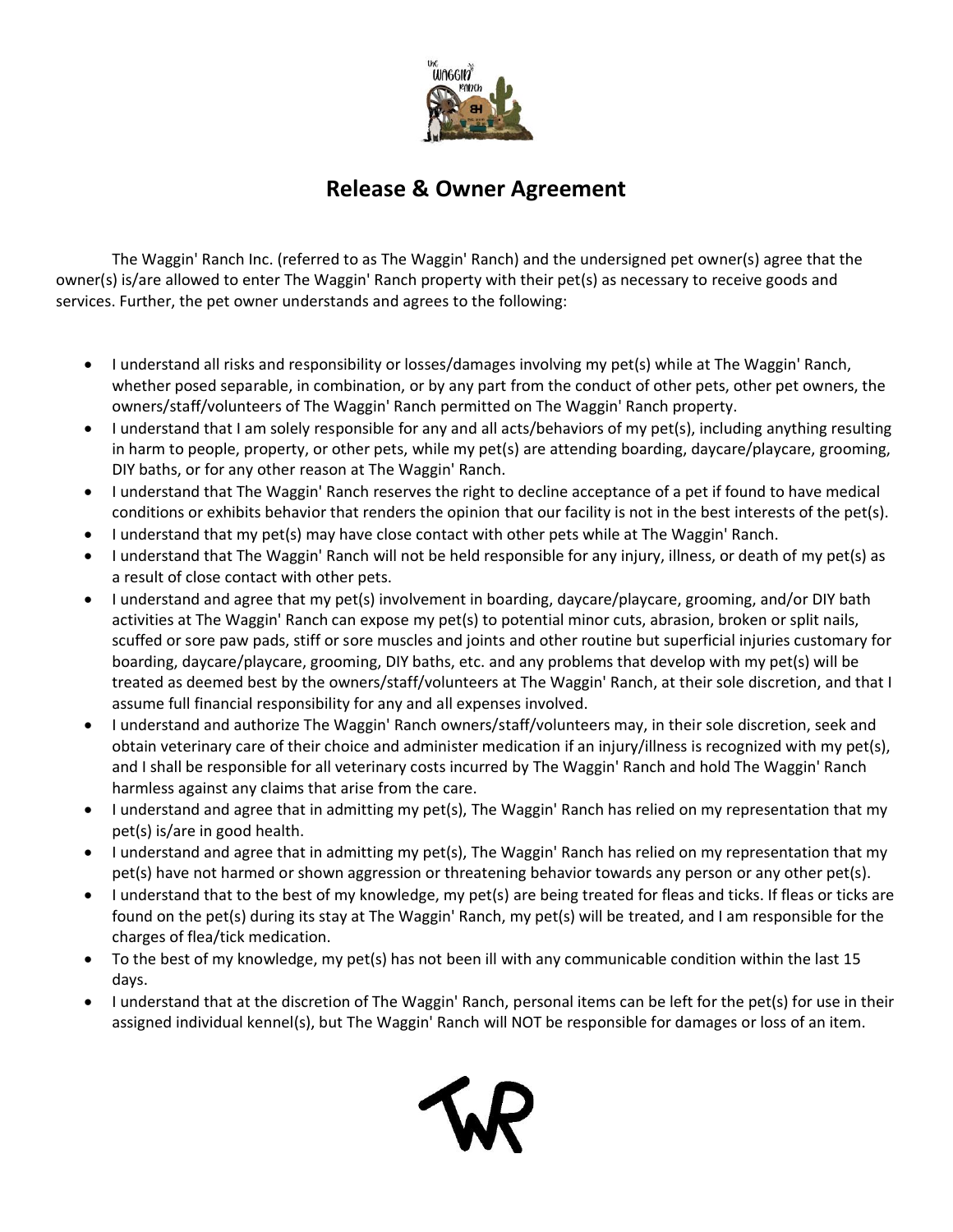# Release & Owner Agreement

The Waggin' Ranch Inc. (referred to as The Waggin' Ranch) and the undersigned pet owner(s) agree that the owner(s) is/are allowed to enter The Waggin' Ranch property with their pet(s) as necessary to receive goods and services. Further, the pet owner understands and agrees to the following:

- I understand all risks and responsibility or losses/damages involving my pet(s) while at The Waggin' Ranch, whether posed separable, in combination, or by any part from the conduct of other pets, other pet owners, the owners/staff/volunteers of The Waggin' Ranch permitted on The Waggin' Ranch property.
- I understand that I am solely responsible for any and all acts/behaviors of my pet(s), including anything resulting in harm to people, property, or other pets, while my pet(s) are attending boarding, daycare/playcare, grooming, DIY baths, or for any other reason at The Waggin' Ranch.
- I understand that The Waggin' Ranch reserves the right to decline acceptance of a pet if found to have medical conditions or exhibits behavior that renders the opinion that our facility is not in the best interests of the pet(s).
- I understand that my pet(s) may have close contact with other pets while at The Waggin' Ranch.
- I understand that The Waggin' Ranch will not be held responsible for any injury, illness, or death of my pet(s) as a result of close contact with other pets.
- I understand and agree that my pet(s) involvement in boarding, daycare/playcare, grooming, and/or DIY bath activities at The Waggin' Ranch can expose my pet(s) to potential minor cuts, abrasion, broken or split nails, scuffed or sore paw pads, stiff or sore muscles and joints and other routine but superficial injuries customary for boarding, daycare/playcare, grooming, DIY baths, etc. and any problems that develop with my pet(s) will be treated as deemed best by the owners/staff/volunteers at The Waggin' Ranch, at their sole discretion, and that I assume full financial responsibility for any and all expenses involved.
- I understand and authorize The Waggin' Ranch owners/staff/volunteers may, in their sole discretion, seek and obtain veterinary care of their choice and administer medication if an injury/illness is recognized with my pet(s), and I shall be responsible for all veterinary costs incurred by The Waggin' Ranch and hold The Waggin' Ranch harmless against any claims that arise from the care.
- I understand and agree that in admitting my pet(s), The Waggin' Ranch has relied on my representation that my pet(s) is/are in good health.
- I understand and agree that in admitting my pet(s), The Waggin' Ranch has relied on my representation that my pet(s) have not harmed or shown aggression or threatening behavior towards any person or any other pet(s).
- I understand that to the best of my knowledge, my pet(s) are being treated for fleas and ticks. If fleas or ticks are found on the pet(s) during its stay at The Waggin' Ranch, my pet(s) will be treated, and I am responsible for the charges of flea/tick medication.
- To the best of my knowledge, my pet(s) has not been ill with any communicable condition within the last 15 days.
- I understand that at the discretion of The Waggin' Ranch, personal items can be left for the pet(s) for use in their assigned individual kennel(s), but The Waggin' Ranch will NOT be responsible for damages or loss of an item.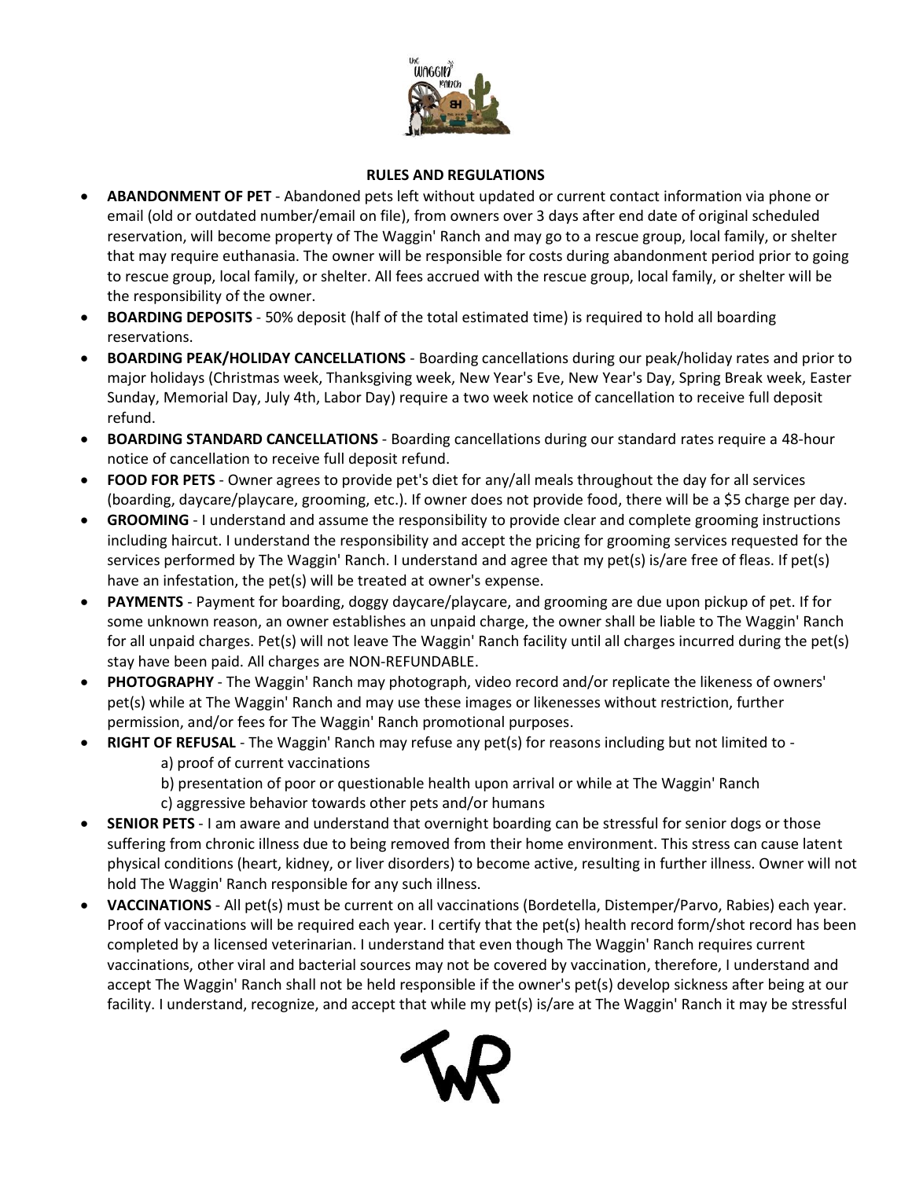**RULES AND REGULATIONS**

- **ABANDONMENT OF PET** - Abandoned pets left without updated or current contact information via phone or email (old or outdated number/email on file), from owners over 3 days after end date of original scheduled reservation, will become property of The Waggin' Ranch and may go to a rescue group, local family, or shelter that may require euthanasia. The owner will be responsible for costs during abandonment period prior to going to rescue group, local family, or shelter. All fees accrued with the rescue group, local family, or shelter will be the responsibility of the owner.
- **BOARDING DEPOSITS** - 50% deposit (half of the total estimated time) is required to hold all boarding reservations.
- **BOARDING PEAK/HOLIDAY CANCELLATIONS** - Boarding cancellations during our peak/holiday rates and prior to major holidays (Christmas week, Thanksgiving week, New Year's Eve, New Year's Day, Spring Break week, Easter Sunday, Memorial Day, July 4th, Labor Day) require a two week notice of cancellation to receive full deposit refund.
- **BOARDING STANDARD CANCELLATIONS** - Boarding cancellations during our standard rates require a 48-hour notice of cancellation to receive full deposit refund.
- **FOOD FOR PETS** - Owner agrees to provide pet's diet for any/all meals throughout the day for all services (boarding, daycare/playcare, grooming, etc.). If owner does not provide food, there will be a $5 charge per day.
- **GROOMING** - I understand and assume the responsibility to provide clear and complete grooming instructions including haircut. I understand the responsibility and accept the pricing for grooming services requested for the services performed by The Waggin' Ranch. I understand and agree that my pet(s) is/are free of fleas. If pet(s) have an infestation, the pet(s) will be treated at owner's expense.
- **PAYMENTS** - Payment for boarding, doggy daycare/playcare, and grooming are due upon pickup of pet. If for some unknown reason, an owner establishes an unpaid charge, the owner shall be liable to The Waggin' Ranch for all unpaid charges. Pet(s) will not leave The Waggin' Ranch facility until all charges incurred during the pet(s) stay have been paid. All charges are NON-REFUNDABLE.
- **PHOTOGRAPHY** - The Waggin' Ranch may photograph, video record and/or replicate the likeness of owners' pet(s) while at The Waggin' Ranch and may use these images or likenesses without restriction, further permission, and/or fees for The Waggin' Ranch promotional purposes.
- **RIGHT OF REFUSAL** - The Waggin' Ranch may refuse any pet(s) for reasons including but not limited to -
  - a) proof of current vaccinations
  - b) presentation of poor or questionable health upon arrival or while at The Waggin' Ranch
  - c) aggressive behavior towards other pets and/or humans
- **SENIOR PETS** - I am aware and understand that overnight boarding can be stressful for senior dogs or those suffering from chronic illness due to being removed from their home environment. This stress can cause latent physical conditions (heart, kidney, or liver disorders) to become active, resulting in further illness. Owner will not hold The Waggin' Ranch responsible for any such illness.
- **VACCINATIONS** - All pet(s) must be current on all vaccinations (Bordetella, Distemper/Parvo, Rabies) each year. Proof of vaccinations will be required each year. I certify that the pet(s) health record form/shot record has been completed by a licensed veterinarian. I understand that even though The Waggin' Ranch requires current vaccinations, other viral and bacterial sources may not be covered by vaccination, therefore, I understand and accept The Waggin' Ranch shall not be held responsible if the owner's pet(s) develop sickness after being at our facility. I understand, recognize, and accept that while my pet(s) is/are at The Waggin' Ranch it may be stressful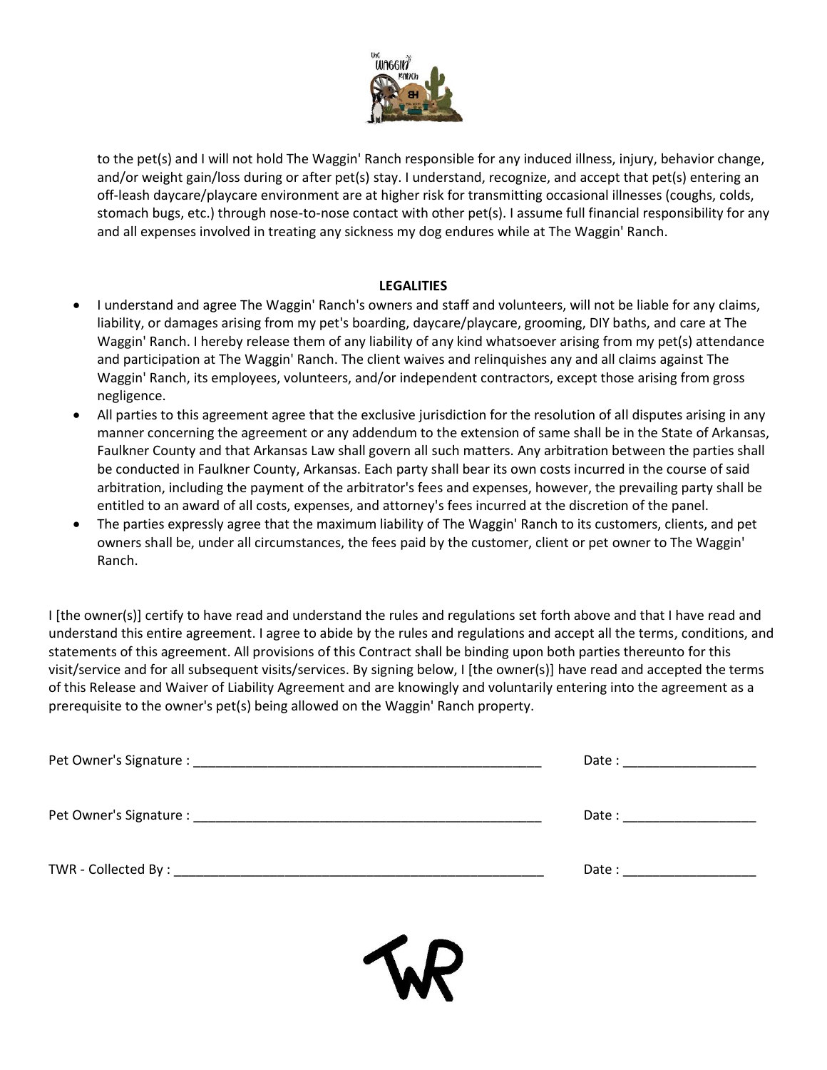to the pet(s) and I will not hold The Waggin' Ranch responsible for any induced illness, injury, behavior change, and/or weight gain/loss during or after pet(s) stay. I understand, recognize, and accept that pet(s) entering an off-leash daycare/playcare environment are at higher risk for transmitting occasional illnesses (coughs, colds, stomach bugs, etc.) through nose-to-nose contact with other pet(s). I assume full financial responsibility for any and all expenses involved in treating any sickness my dog endures while at The Waggin' Ranch.

**LEGALITIES**

- I understand and agree The Waggin' Ranch's owners and staff and volunteers, will not be liable for any claims, liability, or damages arising from my pet's boarding, daycare/playcare, grooming, DIY baths, and care at The Waggin' Ranch. I hereby release them of any liability of any kind whatsoever arising from my pet(s) attendance and participation at The Waggin' Ranch. The client waives and relinquishes any and all claims against The Waggin' Ranch, its employees, volunteers, and/or independent contractors, except those arising from gross negligence.
- All parties to this agreement agree that the exclusive jurisdiction for the resolution of all disputes arising in any manner concerning the agreement or any addendum to the extension of same shall be in the State of Arkansas, Faulkner County and that Arkansas Law shall govern all such matters. Any arbitration between the parties shall be conducted in Faulkner County, Arkansas. Each party shall bear its own costs incurred in the course of said arbitration, including the payment of the arbitrator's fees and expenses, however, the prevailing party shall be entitled to an award of all costs, expenses, and attorney's fees incurred at the discretion of the panel.
- The parties expressly agree that the maximum liability of The Waggin' Ranch to its customers, clients, and pet owners shall be, under all circumstances, the fees paid by the customer, client or pet owner to The Waggin' Ranch.

I [the owner(s)] certify to have read and understand the rules and regulations set forth above and that I have read and understand this entire agreement. I agree to abide by the rules and regulations and accept all the terms, conditions, and statements of this agreement. All provisions of this Contract shall be binding upon both parties thereunto for this visit/service and for all subsequent visits/services. By signing below, I [the owner(s)] have read and accepted the terms of this Release and Waiver of Liability Agreement and are knowingly and voluntarily entering into the agreement as a prerequisite to the owner's pet(s) being allowed on the Waggin' Ranch property.

Pet Owner's Signature : __________________________________________________ Date : __________________

Pet Owner's Signature : __________________________________________________ Date : __________________

TWR - Collected By : _____________________________________________________ Date : __________________

TWR